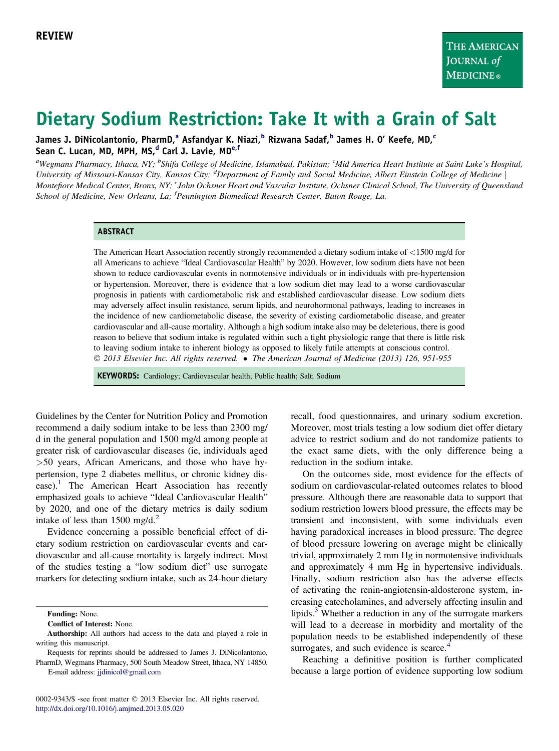REVIEW

# Dietary Sodium Restriction: Take It with a Grain of Salt

James J. DiNicolantonio, PharmD,[a] Asfandyar K. Niazi,[b] Rizwana Sadaf,[b] James H. O' Keefe, MD,[c] Sean C. Lucan, MD, MPH, MS,[d] Carl J. Lavie, MD[e,f]

[a]*Wegmans Pharmacy, Ithaca, NY;* [b]*Shifa College of Medicine, Islamabad, Pakistan;* [c]*Mid America Heart Institute at Saint Luke's Hospital, University of Missouri-Kansas City, Kansas City;* [d]*Department of Family and Social Medicine, Albert Einstein College of Medicine | Montefiore Medical Center, Bronx, NY;* [e]*John Ochsner Heart and Vascular Institute, Ochsner Clinical School, The University of Queensland School of Medicine, New Orleans, La;* [f]*Pennington Biomedical Research Center, Baton Rouge, La.*

## ABSTRACT

The American Heart Association recently strongly recommended a dietary sodium intake of <1500 mg/d for all Americans to achieve "Ideal Cardiovascular Health" by 2020. However, low sodium diets have not been shown to reduce cardiovascular events in normotensive individuals or in individuals with pre-hypertension or hypertension. Moreover, there is evidence that a low sodium diet may lead to a worse cardiovascular prognosis in patients with cardiometabolic risk and established cardiovascular disease. Low sodium diets may adversely affect insulin resistance, serum lipids, and neurohormonal pathways, leading to increases in the incidence of new cardiometabolic disease, the severity of existing cardiometabolic disease, and greater cardiovascular and all-cause mortality. Although a high sodium intake also may be deleterious, there is good reason to believe that sodium intake is regulated within such a tight physiologic range that there is little risk to leaving sodium intake to inherent biology as opposed to likely futile attempts at conscious control.
*© 2013 Elsevier Inc. All rights reserved. • The American Journal of Medicine (2013) 126, 951-955*

**KEYWORDS:** Cardiology; Cardiovascular health; Public health; Salt; Sodium

Guidelines by the Center for Nutrition Policy and Promotion recommend a daily sodium intake to be less than 2300 mg/d in the general population and 1500 mg/d among people at greater risk of cardiovascular diseases (ie, individuals aged >50 years, African Americans, and those who have hypertension, type 2 diabetes mellitus, or chronic kidney disease).[1] The American Heart Association has recently emphasized goals to achieve "Ideal Cardiovascular Health" by 2020, and one of the dietary metrics is daily sodium intake of less than 1500 mg/d.[2]

Evidence concerning a possible beneficial effect of dietary sodium restriction on cardiovascular events and cardiovascular and all-cause mortality is largely indirect. Most of the studies testing a "low sodium diet" use surrogate markers for detecting sodium intake, such as 24-hour dietary recall, food questionnaires, and urinary sodium excretion. Moreover, most trials testing a low sodium diet offer dietary advice to restrict sodium and do not randomize patients to the exact same diets, with the only difference being a reduction in the sodium intake.

On the outcomes side, most evidence for the effects of sodium on cardiovascular-related outcomes relates to blood pressure. Although there are reasonable data to support that sodium restriction lowers blood pressure, the effects may be transient and inconsistent, with some individuals even having paradoxical increases in blood pressure. The degree of blood pressure lowering on average might be clinically trivial, approximately 2 mm Hg in normotensive individuals and approximately 4 mm Hg in hypertensive individuals. Finally, sodium restriction also has the adverse effects of activating the renin-angiotensin-aldosterone system, increasing catecholamines, and adversely affecting insulin and lipids.[3] Whether a reduction in any of the surrogate markers will lead to a decrease in morbidity and mortality of the population needs to be established independently of these surrogates, and such evidence is scarce.[4]

Reaching a definitive position is further complicated because a large portion of evidence supporting low sodium

**Funding:** None.

**Conflict of Interest:** None.

**Authorship:** All authors had access to the data and played a role in writing this manuscript.

Requests for reprints should be addressed to James J. DiNicolantonio, PharmD, Wegmans Pharmacy, 500 South Meadow Street, Ithaca, NY 14850.

E-mail address: jjdinicol@gmail.com

0002-9343/$ -see front matter © 2013 Elsevier Inc. All rights reserved.
http://dx.doi.org/10.1016/j.amjmed.2013.05.020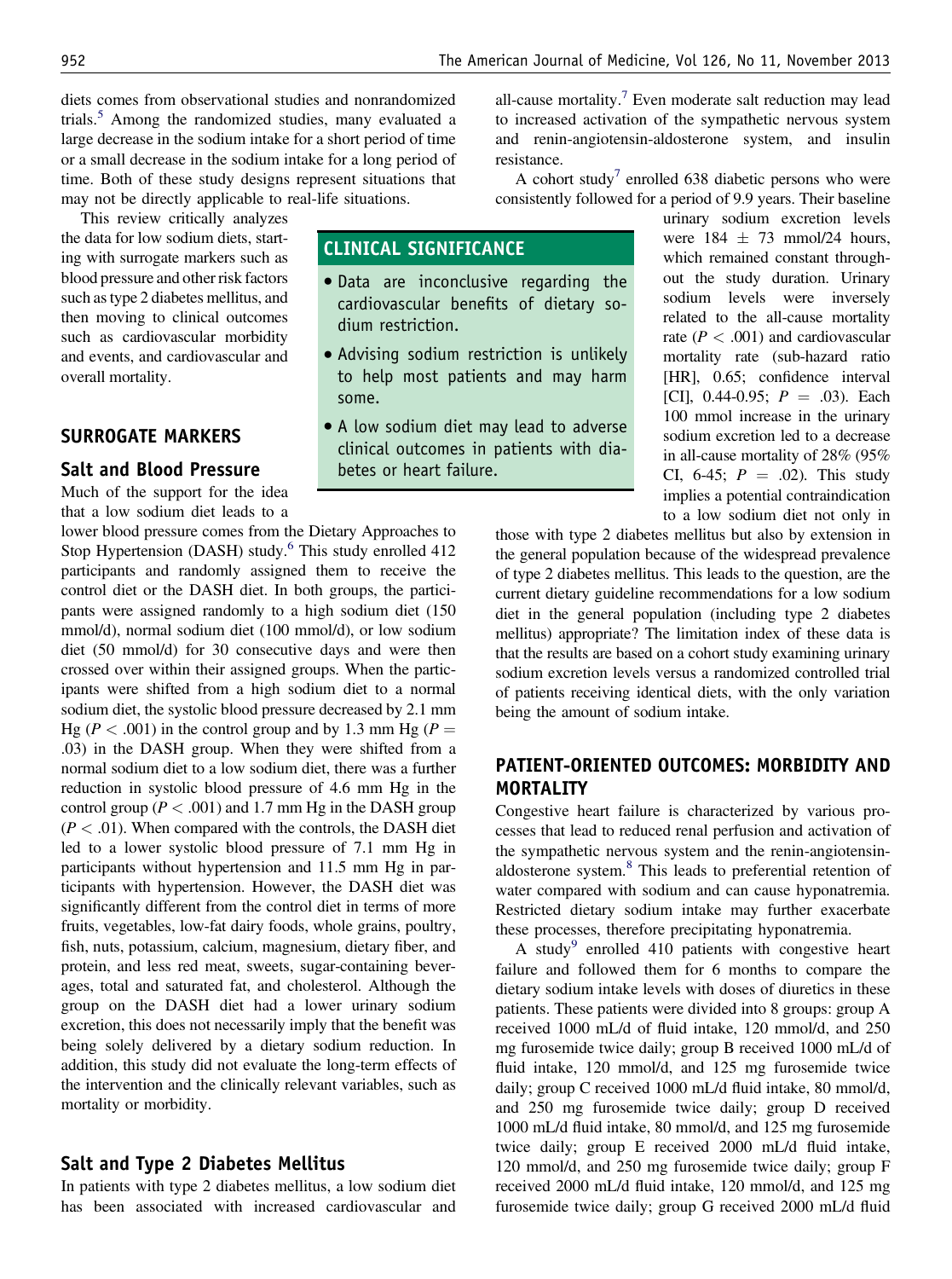diets comes from observational studies and nonrandomized trials.[5] Among the randomized studies, many evaluated a large decrease in the sodium intake for a short period of time or a small decrease in the sodium intake for a long period of time. Both of these study designs represent situations that may not be directly applicable to real-life situations.

This review critically analyzes the data for low sodium diets, starting with surrogate markers such as blood pressure and other risk factors such as type 2 diabetes mellitus, and then moving to clinical outcomes such as cardiovascular morbidity and events, and cardiovascular and overall mortality.

> **CLINICAL SIGNIFICANCE**
>
> - Data are inconclusive regarding the cardiovascular benefits of dietary sodium restriction.
> - Advising sodium restriction is unlikely to help most patients and may harm some.
> - A low sodium diet may lead to adverse clinical outcomes in patients with diabetes or heart failure.

## SURROGATE MARKERS

### Salt and Blood Pressure

Much of the support for the idea that a low sodium diet leads to a lower blood pressure comes from the Dietary Approaches to Stop Hypertension (DASH) study.[6] This study enrolled 412 participants and randomly assigned them to receive the control diet or the DASH diet. In both groups, the participants were assigned randomly to a high sodium diet (150 mmol/d), normal sodium diet (100 mmol/d), or low sodium diet (50 mmol/d) for 30 consecutive days and were then crossed over within their assigned groups. When the participants were shifted from a high sodium diet to a normal sodium diet, the systolic blood pressure decreased by 2.1 mm Hg ($P < .001$) in the control group and by 1.3 mm Hg ($P = .03$) in the DASH group. When they were shifted from a normal sodium diet to a low sodium diet, there was a further reduction in systolic blood pressure of 4.6 mm Hg in the control group ($P < .001$) and 1.7 mm Hg in the DASH group ($P < .01$). When compared with the controls, the DASH diet led to a lower systolic blood pressure of 7.1 mm Hg in participants without hypertension and 11.5 mm Hg in participants with hypertension. However, the DASH diet was significantly different from the control diet in terms of more fruits, vegetables, low-fat dairy foods, whole grains, poultry, fish, nuts, potassium, calcium, magnesium, dietary fiber, and protein, and less red meat, sweets, sugar-containing beverages, total and saturated fat, and cholesterol. Although the group on the DASH diet had a lower urinary sodium excretion, this does not necessarily imply that the benefit was being solely delivered by a dietary sodium reduction. In addition, this study did not evaluate the long-term effects of the intervention and the clinically relevant variables, such as mortality or morbidity.

### Salt and Type 2 Diabetes Mellitus

In patients with type 2 diabetes mellitus, a low sodium diet has been associated with increased cardiovascular and all-cause mortality.[7] Even moderate salt reduction may lead to increased activation of the sympathetic nervous system and renin-angiotensin-aldosterone system, and insulin resistance.

A cohort study[7] enrolled 638 diabetic persons who were consistently followed for a period of 9.9 years. Their baseline urinary sodium excretion levels were 184 ± 73 mmol/24 hours, which remained constant throughout the study duration. Urinary sodium levels were inversely related to the all-cause mortality rate ($P < .001$) and cardiovascular mortality rate (sub-hazard ratio [HR], 0.65; confidence interval [CI], 0.44-0.95; $P = .03$). Each 100 mmol increase in the urinary sodium excretion led to a decrease in all-cause mortality of 28% (95% CI, 6-45; $P = .02$). This study implies a potential contraindication to a low sodium diet not only in those with type 2 diabetes mellitus but also by extension in the general population because of the widespread prevalence of type 2 diabetes mellitus. This leads to the question, are the current dietary guideline recommendations for a low sodium diet in the general population (including type 2 diabetes mellitus) appropriate? The limitation index of these data is that the results are based on a cohort study examining urinary sodium excretion levels versus a randomized controlled trial of patients receiving identical diets, with the only variation being the amount of sodium intake.

## PATIENT-ORIENTED OUTCOMES: MORBIDITY AND MORTALITY

Congestive heart failure is characterized by various processes that lead to reduced renal perfusion and activation of the sympathetic nervous system and the renin-angiotensin-aldosterone system.[8] This leads to preferential retention of water compared with sodium and can cause hyponatremia. Restricted dietary sodium intake may further exacerbate these processes, therefore precipitating hyponatremia.

A study[9] enrolled 410 patients with congestive heart failure and followed them for 6 months to compare the dietary sodium intake levels with doses of diuretics in these patients. These patients were divided into 8 groups: group A received 1000 mL/d of fluid intake, 120 mmol/d, and 250 mg furosemide twice daily; group B received 1000 mL/d of fluid intake, 120 mmol/d, and 125 mg furosemide twice daily; group C received 1000 mL/d fluid intake, 80 mmol/d, and 250 mg furosemide twice daily; group D received 1000 mL/d fluid intake, 80 mmol/d, and 125 mg furosemide twice daily; group E received 2000 mL/d fluid intake, 120 mmol/d, and 250 mg furosemide twice daily; group F received 2000 mL/d fluid intake, 120 mmol/d, and 125 mg furosemide twice daily; group G received 2000 mL/d fluid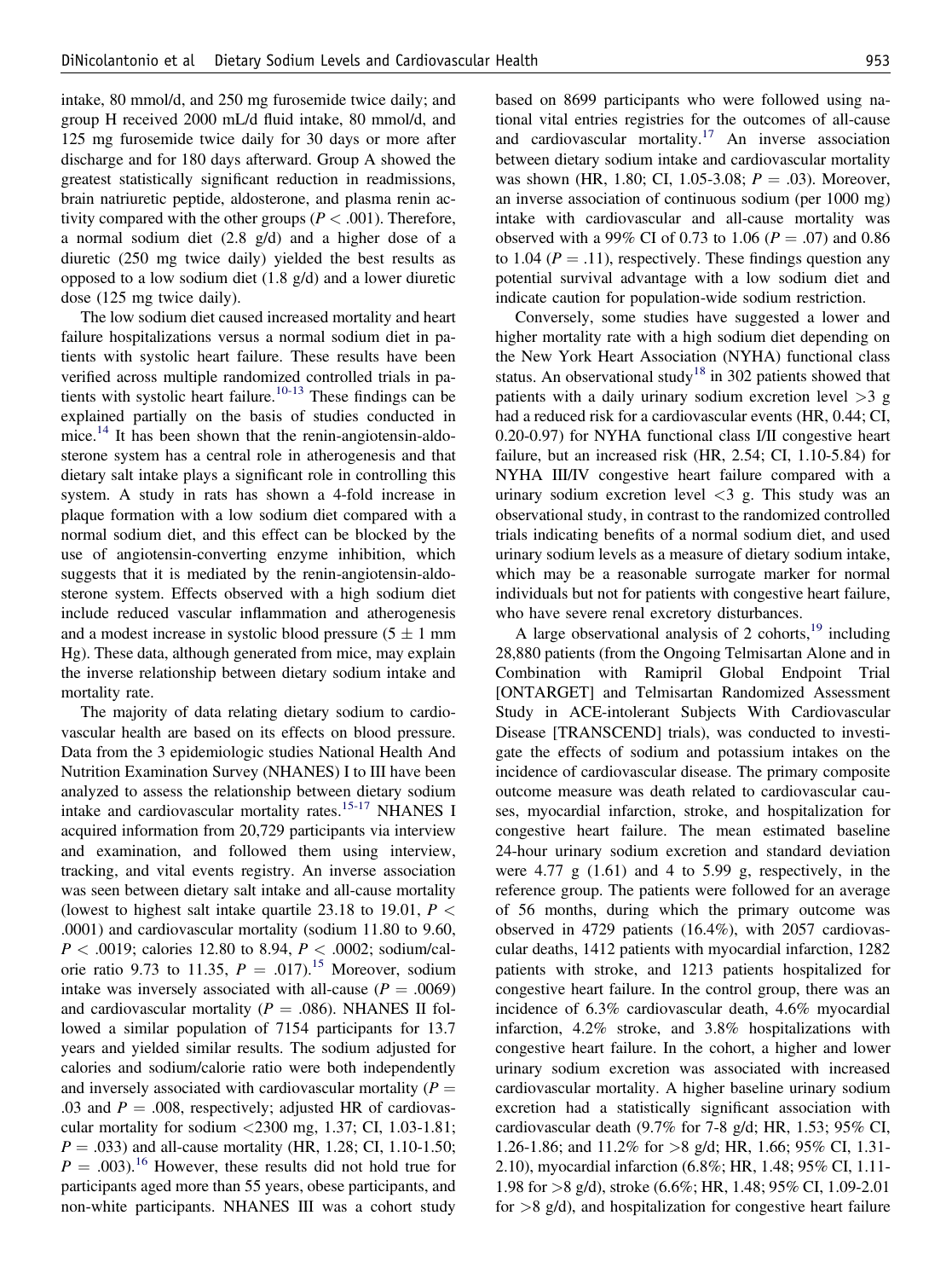intake, 80 mmol/d, and 250 mg furosemide twice daily; and group H received 2000 mL/d fluid intake, 80 mmol/d, and 125 mg furosemide twice daily for 30 days or more after discharge and for 180 days afterward. Group A showed the greatest statistically significant reduction in readmissions, brain natriuretic peptide, aldosterone, and plasma renin activity compared with the other groups ($P < .001$). Therefore, a normal sodium diet (2.8 g/d) and a higher dose of a diuretic (250 mg twice daily) yielded the best results as opposed to a low sodium diet (1.8 g/d) and a lower diuretic dose (125 mg twice daily).

The low sodium diet caused increased mortality and heart failure hospitalizations versus a normal sodium diet in patients with systolic heart failure. These results have been verified across multiple randomized controlled trials in patients with systolic heart failure.[10-13] These findings can be explained partially on the basis of studies conducted in mice.[14] It has been shown that the renin-angiotensin-aldosterone system has a central role in atherogenesis and that dietary salt intake plays a significant role in controlling this system. A study in rats has shown a 4-fold increase in plaque formation with a low sodium diet compared with a normal sodium diet, and this effect can be blocked by the use of angiotensin-converting enzyme inhibition, which suggests that it is mediated by the renin-angiotensin-aldosterone system. Effects observed with a high sodium diet include reduced vascular inflammation and atherogenesis and a modest increase in systolic blood pressure ($5 \pm 1$ mm Hg). These data, although generated from mice, may explain the inverse relationship between dietary sodium intake and mortality rate.

The majority of data relating dietary sodium to cardiovascular health are based on its effects on blood pressure. Data from the 3 epidemiologic studies National Health And Nutrition Examination Survey (NHANES) I to III have been analyzed to assess the relationship between dietary sodium intake and cardiovascular mortality rates.[15-17] NHANES I acquired information from 20,729 participants via interview and examination, and followed them using interview, tracking, and vital events registry. An inverse association was seen between dietary salt intake and all-cause mortality (lowest to highest salt intake quartile 23.18 to 19.01, $P < .0001$) and cardiovascular mortality (sodium 11.80 to 9.60, $P < .0019$; calories 12.80 to 8.94, $P < .0002$; sodium/calorie ratio 9.73 to 11.35, $P = .017$).[15] Moreover, sodium intake was inversely associated with all-cause ($P = .0069$) and cardiovascular mortality ($P = .086$). NHANES II followed a similar population of 7154 participants for 13.7 years and yielded similar results. The sodium adjusted for calories and sodium/calorie ratio were both independently and inversely associated with cardiovascular mortality ($P = .03$ and $P = .008$, respectively; adjusted HR of cardiovascular mortality for sodium <2300 mg, 1.37; CI, 1.03-1.81; $P = .033$) and all-cause mortality (HR, 1.28; CI, 1.10-1.50; $P = .003$).[16] However, these results did not hold true for participants aged more than 55 years, obese participants, and non-white participants. NHANES III was a cohort study based on 8699 participants who were followed using national vital entries registries for the outcomes of all-cause and cardiovascular mortality.[17] An inverse association between dietary sodium intake and cardiovascular mortality was shown (HR, 1.80; CI, 1.05-3.08; $P = .03$). Moreover, an inverse association of continuous sodium (per 1000 mg) intake with cardiovascular and all-cause mortality was observed with a 99% CI of 0.73 to 1.06 ($P = .07$) and 0.86 to 1.04 ($P = .11$), respectively. These findings question any potential survival advantage with a low sodium diet and indicate caution for population-wide sodium restriction.

Conversely, some studies have suggested a lower and higher mortality rate with a high sodium diet depending on the New York Heart Association (NYHA) functional class status. An observational study[18] in 302 patients showed that patients with a daily urinary sodium excretion level >3 g had a reduced risk for a cardiovascular events (HR, 0.44; CI, 0.20-0.97) for NYHA functional class I/II congestive heart failure, but an increased risk (HR, 2.54; CI, 1.10-5.84) for NYHA III/IV congestive heart failure compared with a urinary sodium excretion level <3 g. This study was an observational study, in contrast to the randomized controlled trials indicating benefits of a normal sodium diet, and used urinary sodium levels as a measure of dietary sodium intake, which may be a reasonable surrogate marker for normal individuals but not for patients with congestive heart failure, who have severe renal excretory disturbances.

A large observational analysis of 2 cohorts,[19] including 28,880 patients (from the Ongoing Telmisartan Alone and in Combination with Ramipril Global Endpoint Trial [ONTARGET] and Telmisartan Randomized Assessment Study in ACE-intolerant Subjects With Cardiovascular Disease [TRANSCEND] trials), was conducted to investigate the effects of sodium and potassium intakes on the incidence of cardiovascular disease. The primary composite outcome measure was death related to cardiovascular causes, myocardial infarction, stroke, and hospitalization for congestive heart failure. The mean estimated baseline 24-hour urinary sodium excretion and standard deviation were 4.77 g (1.61) and 4 to 5.99 g, respectively, in the reference group. The patients were followed for an average of 56 months, during which the primary outcome was observed in 4729 patients (16.4%), with 2057 cardiovascular deaths, 1412 patients with myocardial infarction, 1282 patients with stroke, and 1213 patients hospitalized for congestive heart failure. In the control group, there was an incidence of 6.3% cardiovascular death, 4.6% myocardial infarction, 4.2% stroke, and 3.8% hospitalizations with congestive heart failure. In the cohort, a higher and lower urinary sodium excretion was associated with increased cardiovascular mortality. A higher baseline urinary sodium excretion had a statistically significant association with cardiovascular death (9.7% for 7-8 g/d; HR, 1.53; 95% CI, 1.26-1.86; and 11.2% for >8 g/d; HR, 1.66; 95% CI, 1.31-2.10), myocardial infarction (6.8%; HR, 1.48; 95% CI, 1.11-1.98 for >8 g/d), stroke (6.6%; HR, 1.48; 95% CI, 1.09-2.01 for >8 g/d), and hospitalization for congestive heart failure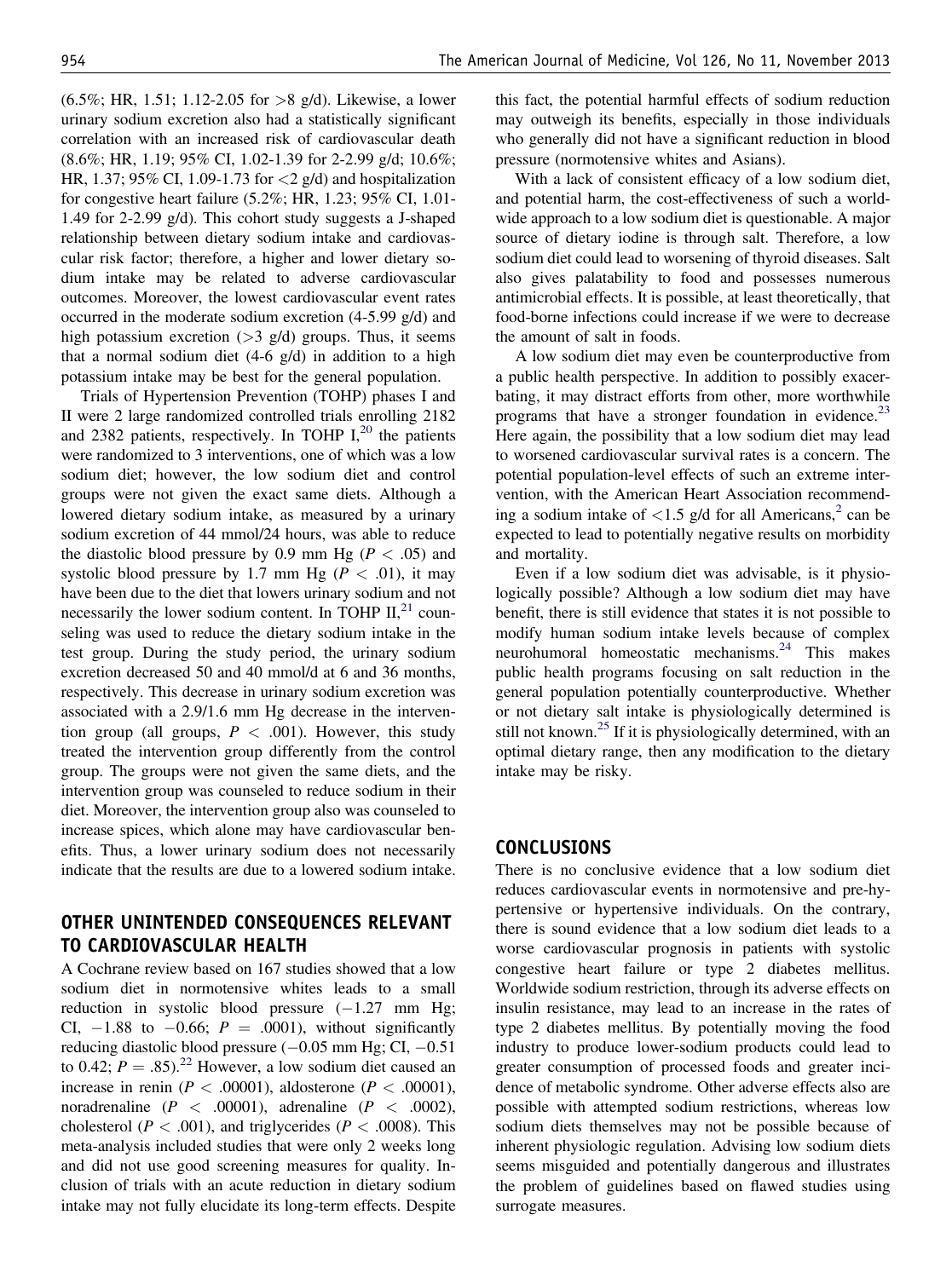(6.5%; HR, 1.51; 1.12-2.05 for >8 g/d). Likewise, a lower urinary sodium excretion also had a statistically significant correlation with an increased risk of cardiovascular death (8.6%; HR, 1.19; 95% CI, 1.02-1.39 for 2-2.99 g/d; 10.6%; HR, 1.37; 95% CI, 1.09-1.73 for <2 g/d) and hospitalization for congestive heart failure (5.2%; HR, 1.23; 95% CI, 1.01-1.49 for 2-2.99 g/d). This cohort study suggests a J-shaped relationship between dietary sodium intake and cardiovascular risk factor; therefore, a higher and lower dietary sodium intake may be related to adverse cardiovascular outcomes. Moreover, the lowest cardiovascular event rates occurred in the moderate sodium excretion (4-5.99 g/d) and high potassium excretion (>3 g/d) groups. Thus, it seems that a normal sodium diet (4-6 g/d) in addition to a high potassium intake may be best for the general population.

Trials of Hypertension Prevention (TOHP) phases I and II were 2 large randomized controlled trials enrolling 2182 and 2382 patients, respectively. In TOHP I,[20] the patients were randomized to 3 interventions, one of which was a low sodium diet; however, the low sodium diet and control groups were not given the exact same diets. Although a lowered dietary sodium intake, as measured by a urinary sodium excretion of 44 mmol/24 hours, was able to reduce the diastolic blood pressure by 0.9 mm Hg ($P < .05$) and systolic blood pressure by 1.7 mm Hg ($P < .01$), it may have been due to the diet that lowers urinary sodium and not necessarily the lower sodium content. In TOHP II,[21] counseling was used to reduce the dietary sodium intake in the test group. During the study period, the urinary sodium excretion decreased 50 and 40 mmol/d at 6 and 36 months, respectively. This decrease in urinary sodium excretion was associated with a 2.9/1.6 mm Hg decrease in the intervention group (all groups, $P < .001$). However, this study treated the intervention group differently from the control group. The groups were not given the same diets, and the intervention group was counseled to reduce sodium in their diet. Moreover, the intervention group also was counseled to increase spices, which alone may have cardiovascular benefits. Thus, a lower urinary sodium does not necessarily indicate that the results are due to a lowered sodium intake.

## OTHER UNINTENDED CONSEQUENCES RELEVANT TO CARDIOVASCULAR HEALTH

A Cochrane review based on 167 studies showed that a low sodium diet in normotensive whites leads to a small reduction in systolic blood pressure (−1.27 mm Hg; CI, −1.88 to −0.66; $P = .0001$), without significantly reducing diastolic blood pressure (−0.05 mm Hg; CI, −0.51 to 0.42; $P = .85$).[22] However, a low sodium diet caused an increase in renin ($P < .00001$), aldosterone ($P < .00001$), noradrenaline ($P < .00001$), adrenaline ($P < .0002$), cholesterol ($P < .001$), and triglycerides ($P < .0008$). This meta-analysis included studies that were only 2 weeks long and did not use good screening measures for quality. Inclusion of trials with an acute reduction in dietary sodium intake may not fully elucidate its long-term effects. Despite this fact, the potential harmful effects of sodium reduction may outweigh its benefits, especially in those individuals who generally did not have a significant reduction in blood pressure (normotensive whites and Asians).

With a lack of consistent efficacy of a low sodium diet, and potential harm, the cost-effectiveness of such a worldwide approach to a low sodium diet is questionable. A major source of dietary iodine is through salt. Therefore, a low sodium diet could lead to worsening of thyroid diseases. Salt also gives palatability to food and possesses numerous antimicrobial effects. It is possible, at least theoretically, that food-borne infections could increase if we were to decrease the amount of salt in foods.

A low sodium diet may even be counterproductive from a public health perspective. In addition to possibly exacerbating, it may distract efforts from other, more worthwhile programs that have a stronger foundation in evidence.[23] Here again, the possibility that a low sodium diet may lead to worsened cardiovascular survival rates is a concern. The potential population-level effects of such an extreme intervention, with the American Heart Association recommending a sodium intake of <1.5 g/d for all Americans,[2] can be expected to lead to potentially negative results on morbidity and mortality.

Even if a low sodium diet was advisable, is it physiologically possible? Although a low sodium diet may have benefit, there is still evidence that states it is not possible to modify human sodium intake levels because of complex neurohumoral homeostatic mechanisms.[24] This makes public health programs focusing on salt reduction in the general population potentially counterproductive. Whether or not dietary salt intake is physiologically determined is still not known.[25] If it is physiologically determined, with an optimal dietary range, then any modification to the dietary intake may be risky.

## CONCLUSIONS

There is no conclusive evidence that a low sodium diet reduces cardiovascular events in normotensive and pre-hypertensive or hypertensive individuals. On the contrary, there is sound evidence that a low sodium diet leads to a worse cardiovascular prognosis in patients with systolic congestive heart failure or type 2 diabetes mellitus. Worldwide sodium restriction, through its adverse effects on insulin resistance, may lead to an increase in the rates of type 2 diabetes mellitus. By potentially moving the food industry to produce lower-sodium products could lead to greater consumption of processed foods and greater incidence of metabolic syndrome. Other adverse effects also are possible with attempted sodium restrictions, whereas low sodium diets themselves may not be possible because of inherent physiologic regulation. Advising low sodium diets seems misguided and potentially dangerous and illustrates the problem of guidelines based on flawed studies using surrogate measures.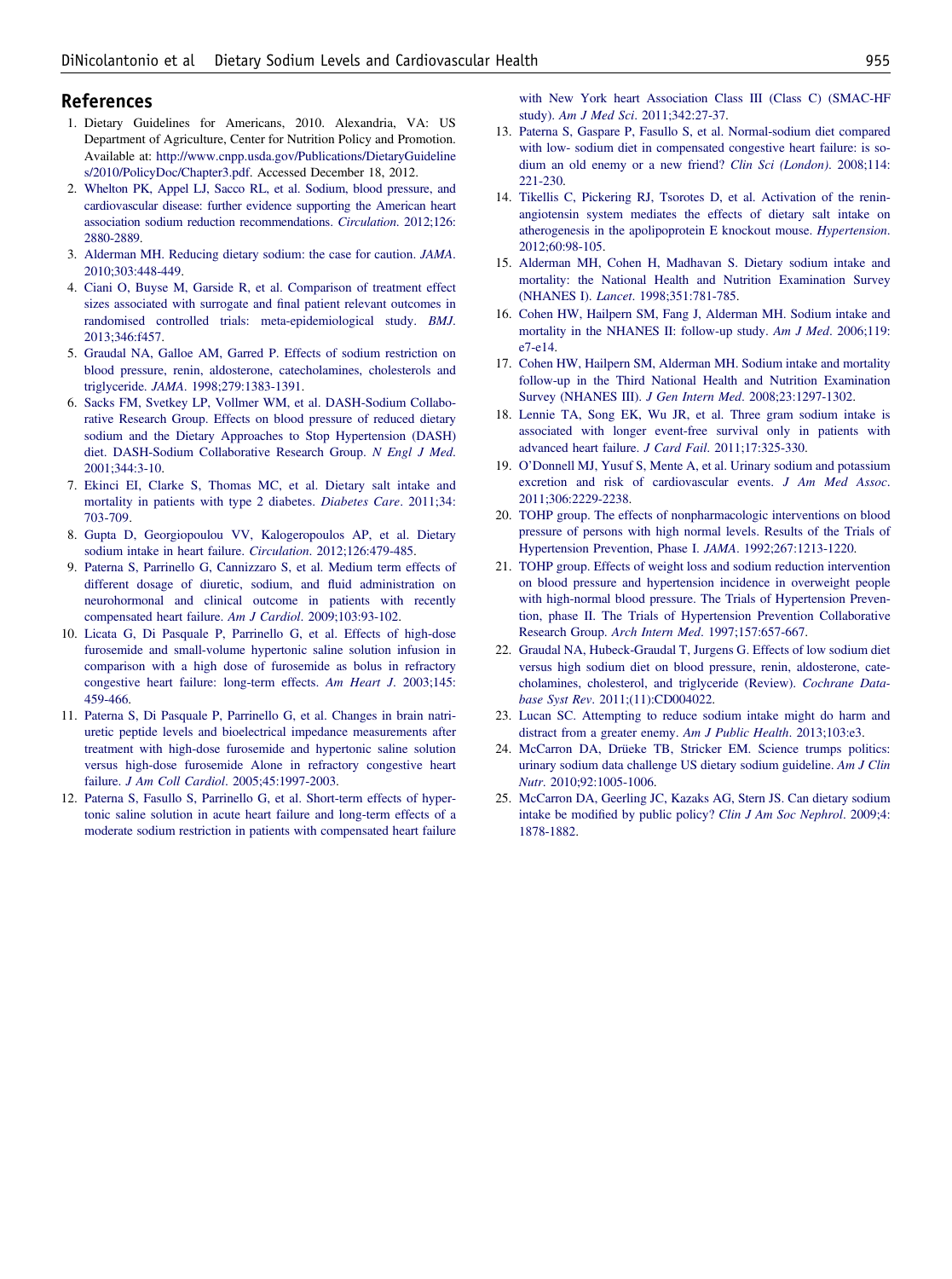## References

1. Dietary Guidelines for Americans, 2010. Alexandria, VA: US Department of Agriculture, Center for Nutrition Policy and Promotion. Available at: http://www.cnpp.usda.gov/Publications/DietaryGuidelines/2010/PolicyDoc/Chapter3.pdf. Accessed December 18, 2012.
2. Whelton PK, Appel LJ, Sacco RL, et al. Sodium, blood pressure, and cardiovascular disease: further evidence supporting the American heart association sodium reduction recommendations. *Circulation*. 2012;126:2880-2889.
3. Alderman MH. Reducing dietary sodium: the case for caution. *JAMA*. 2010;303:448-449.
4. Ciani O, Buyse M, Garside R, et al. Comparison of treatment effect sizes associated with surrogate and final patient relevant outcomes in randomised controlled trials: meta-epidemiological study. *BMJ*. 2013;346:f457.
5. Graudal NA, Galloe AM, Garred P. Effects of sodium restriction on blood pressure, renin, aldosterone, catecholamines, cholesterols and triglyceride. *JAMA*. 1998;279:1383-1391.
6. Sacks FM, Svetkey LP, Vollmer WM, et al. DASH-Sodium Collaborative Research Group. Effects on blood pressure of reduced dietary sodium and the Dietary Approaches to Stop Hypertension (DASH) diet. DASH-Sodium Collaborative Research Group. *N Engl J Med*. 2001;344:3-10.
7. Ekinci EI, Clarke S, Thomas MC, et al. Dietary salt intake and mortality in patients with type 2 diabetes. *Diabetes Care*. 2011;34:703-709.
8. Gupta D, Georgiopoulou VV, Kalogeropoulos AP, et al. Dietary sodium intake in heart failure. *Circulation*. 2012;126:479-485.
9. Paterna S, Parrinello G, Cannizzaro S, et al. Medium term effects of different dosage of diuretic, sodium, and fluid administration on neurohormonal and clinical outcome in patients with recently compensated heart failure. *Am J Cardiol*. 2009;103:93-102.
10. Licata G, Di Pasquale P, Parrinello G, et al. Effects of high-dose furosemide and small-volume hypertonic saline solution infusion in comparison with a high dose of furosemide as bolus in refractory congestive heart failure: long-term effects. *Am Heart J*. 2003;145:459-466.
11. Paterna S, Di Pasquale P, Parrinello G, et al. Changes in brain natriuretic peptide levels and bioelectrical impedance measurements after treatment with high-dose furosemide and hypertonic saline solution versus high-dose furosemide Alone in refractory congestive heart failure. *J Am Coll Cardiol*. 2005;45:1997-2003.
12. Paterna S, Fasullo S, Parrinello G, et al. Short-term effects of hypertonic saline solution in acute heart failure and long-term effects of a moderate sodium restriction in patients with compensated heart failure with New York heart Association Class III (Class C) (SMAC-HF study). *Am J Med Sci*. 2011;342:27-37.
13. Paterna S, Gaspare P, Fasullo S, et al. Normal-sodium diet compared with low- sodium diet in compensated congestive heart failure: is sodium an old enemy or a new friend? *Clin Sci (London)*. 2008;114:221-230.
14. Tikellis C, Pickering RJ, Tsorotes D, et al. Activation of the renin-angiotensin system mediates the effects of dietary salt intake on atherogenesis in the apolipoprotein E knockout mouse. *Hypertension*. 2012;60:98-105.
15. Alderman MH, Cohen H, Madhavan S. Dietary sodium intake and mortality: the National Health and Nutrition Examination Survey (NHANES I). *Lancet*. 1998;351:781-785.
16. Cohen HW, Hailpern SM, Fang J, Alderman MH. Sodium intake and mortality in the NHANES II: follow-up study. *Am J Med*. 2006;119:e7-e14.
17. Cohen HW, Hailpern SM, Alderman MH. Sodium intake and mortality follow-up in the Third National Health and Nutrition Examination Survey (NHANES III). *J Gen Intern Med*. 2008;23:1297-1302.
18. Lennie TA, Song EK, Wu JR, et al. Three gram sodium intake is associated with longer event-free survival only in patients with advanced heart failure. *J Card Fail*. 2011;17:325-330.
19. O'Donnell MJ, Yusuf S, Mente A, et al. Urinary sodium and potassium excretion and risk of cardiovascular events. *J Am Med Assoc*. 2011;306:2229-2238.
20. TOHP group. The effects of nonpharmacologic interventions on blood pressure of persons with high normal levels. Results of the Trials of Hypertension Prevention, Phase I. *JAMA*. 1992;267:1213-1220.
21. TOHP group. Effects of weight loss and sodium reduction intervention on blood pressure and hypertension incidence in overweight people with high-normal blood pressure. The Trials of Hypertension Prevention, phase II. The Trials of Hypertension Prevention Collaborative Research Group. *Arch Intern Med*. 1997;157:657-667.
22. Graudal NA, Hubeck-Graudal T, Jurgens G. Effects of low sodium diet versus high sodium diet on blood pressure, renin, aldosterone, catecholamines, cholesterol, and triglyceride (Review). *Cochrane Database Syst Rev*. 2011;(11):CD004022.
23. Lucan SC. Attempting to reduce sodium intake might do harm and distract from a greater enemy. *Am J Public Health*. 2013;103:e3.
24. McCarron DA, Drüeke TB, Stricker EM. Science trumps politics: urinary sodium data challenge US dietary sodium guideline. *Am J Clin Nutr*. 2010;92:1005-1006.
25. McCarron DA, Geerling JC, Kazaks AG, Stern JS. Can dietary sodium intake be modified by public policy? *Clin J Am Soc Nephrol*. 2009;4:1878-1882.